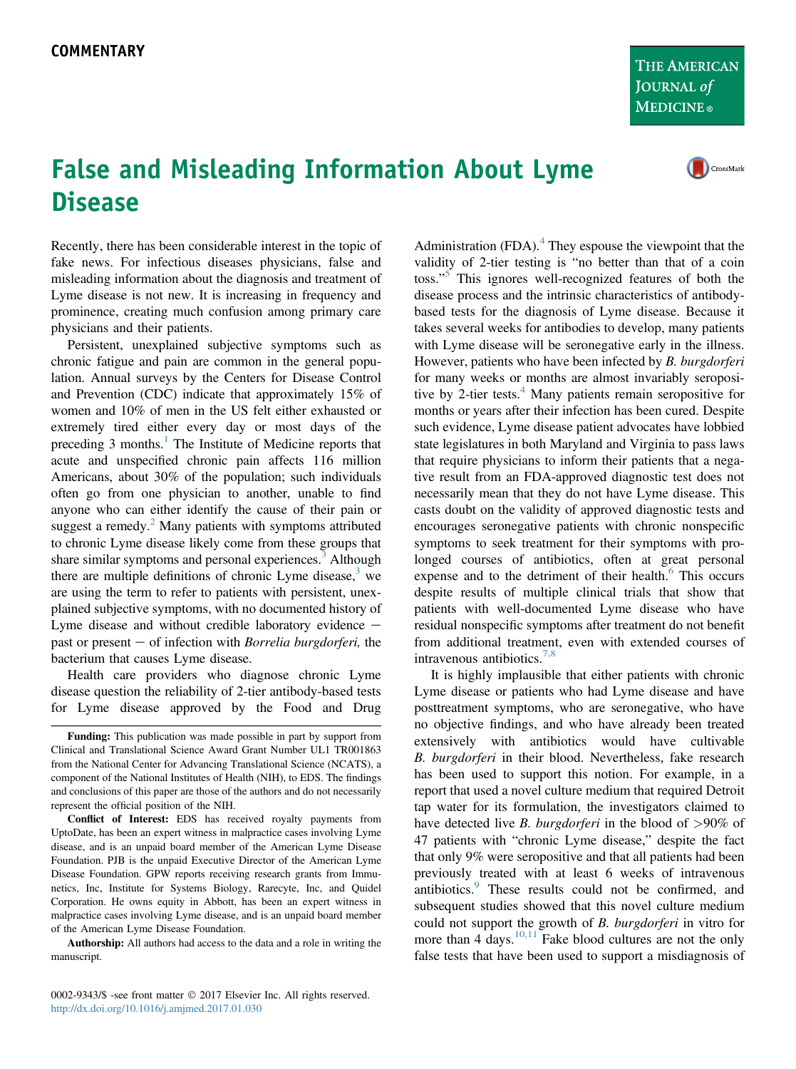COMMENTARY

# False and Misleading Information About Lyme Disease

Recently, there has been considerable interest in the topic of fake news. For infectious diseases physicians, false and misleading information about the diagnosis and treatment of Lyme disease is not new. It is increasing in frequency and prominence, creating much confusion among primary care physicians and their patients.

Persistent, unexplained subjective symptoms such as chronic fatigue and pain are common in the general population. Annual surveys by the Centers for Disease Control and Prevention (CDC) indicate that approximately 15% of women and 10% of men in the US felt either exhausted or extremely tired either every day or most days of the preceding 3 months.[1] The Institute of Medicine reports that acute and unspecified chronic pain affects 116 million Americans, about 30% of the population; such individuals often go from one physician to another, unable to find anyone who can either identify the cause of their pain or suggest a remedy.[2] Many patients with symptoms attributed to chronic Lyme disease likely come from these groups that share similar symptoms and personal experiences.[3] Although there are multiple definitions of chronic Lyme disease,[3] we are using the term to refer to patients with persistent, unexplained subjective symptoms, with no documented history of Lyme disease and without credible laboratory evidence − past or present − of infection with *Borrelia burgdorferi,* the bacterium that causes Lyme disease.

Health care providers who diagnose chronic Lyme disease question the reliability of 2-tier antibody-based tests for Lyme disease approved by the Food and Drug Administration (FDA).[4] They espouse the viewpoint that the validity of 2-tier testing is "no better than that of a coin toss."[5] This ignores well-recognized features of both the disease process and the intrinsic characteristics of antibody-based tests for the diagnosis of Lyme disease. Because it takes several weeks for antibodies to develop, many patients with Lyme disease will be seronegative early in the illness. However, patients who have been infected by *B. burgdorferi* for many weeks or months are almost invariably seropositive by 2-tier tests.[4] Many patients remain seropositive for months or years after their infection has been cured. Despite such evidence, Lyme disease patient advocates have lobbied state legislatures in both Maryland and Virginia to pass laws that require physicians to inform their patients that a negative result from an FDA-approved diagnostic test does not necessarily mean that they do not have Lyme disease. This casts doubt on the validity of approved diagnostic tests and encourages seronegative patients with chronic nonspecific symptoms to seek treatment for their symptoms with prolonged courses of antibiotics, often at great personal expense and to the detriment of their health.[6] This occurs despite results of multiple clinical trials that show that patients with well-documented Lyme disease who have residual nonspecific symptoms after treatment do not benefit from additional treatment, even with extended courses of intravenous antibiotics.[7,8]

It is highly implausible that either patients with chronic Lyme disease or patients who had Lyme disease and have posttreatment symptoms, who are seronegative, who have no objective findings, and who have already been treated extensively with antibiotics would have cultivable *B. burgdorferi* in their blood. Nevertheless, fake research has been used to support this notion. For example, in a report that used a novel culture medium that required Detroit tap water for its formulation, the investigators claimed to have detected live *B. burgdorferi* in the blood of >90% of 47 patients with "chronic Lyme disease," despite the fact that only 9% were seropositive and that all patients had been previously treated with at least 6 weeks of intravenous antibiotics.[9] These results could not be confirmed, and subsequent studies showed that this novel culture medium could not support the growth of *B. burgdorferi* in vitro for more than 4 days.[10,11] Fake blood cultures are not the only false tests that have been used to support a misdiagnosis of

**Funding:** This publication was made possible in part by support from Clinical and Translational Science Award Grant Number UL1 TR001863 from the National Center for Advancing Translational Science (NCATS), a component of the National Institutes of Health (NIH), to EDS. The findings and conclusions of this paper are those of the authors and do not necessarily represent the official position of the NIH.

**Conflict of Interest:** EDS has received royalty payments from UptoDate, has been an expert witness in malpractice cases involving Lyme disease, and is an unpaid board member of the American Lyme Disease Foundation. PJB is the unpaid Executive Director of the American Lyme Disease Foundation. GPW reports receiving research grants from Immunetics, Inc, Institute for Systems Biology, Rarecyte, Inc, and Quidel Corporation. He owns equity in Abbott, has been an expert witness in malpractice cases involving Lyme disease, and is an unpaid board member of the American Lyme Disease Foundation.

**Authorship:** All authors had access to the data and a role in writing the manuscript.

0002-9343/$ -see front matter © 2017 Elsevier Inc. All rights reserved.
http://dx.doi.org/10.1016/j.amjmed.2017.01.030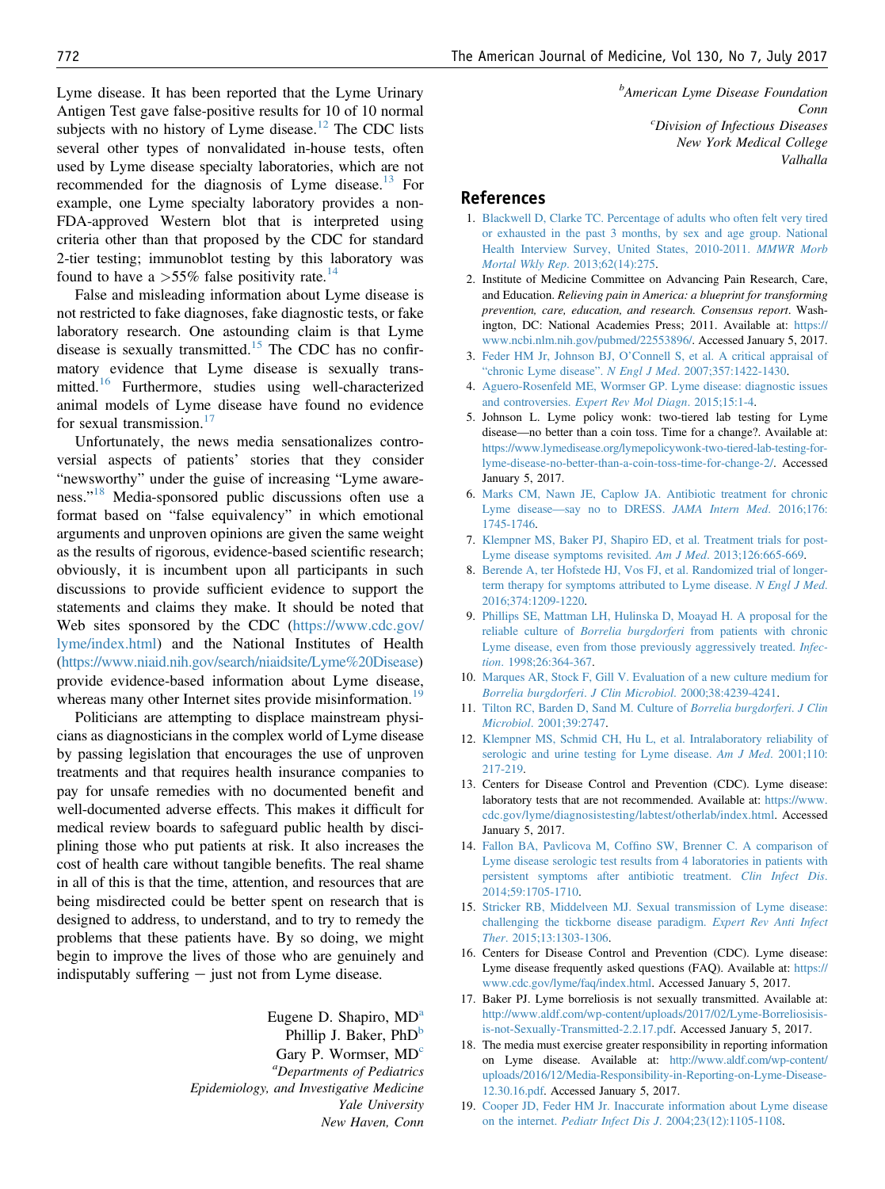Lyme disease. It has been reported that the Lyme Urinary Antigen Test gave false-positive results for 10 of 10 normal subjects with no history of Lyme disease.[12] The CDC lists several other types of nonvalidated in-house tests, often used by Lyme disease specialty laboratories, which are not recommended for the diagnosis of Lyme disease.[13] For example, one Lyme specialty laboratory provides a non-FDA-approved Western blot that is interpreted using criteria other than that proposed by the CDC for standard 2-tier testing; immunoblot testing by this laboratory was found to have a >55% false positivity rate.[14]

False and misleading information about Lyme disease is not restricted to fake diagnoses, fake diagnostic tests, or fake laboratory research. One astounding claim is that Lyme disease is sexually transmitted.[15] The CDC has no confirmatory evidence that Lyme disease is sexually transmitted.[16] Furthermore, studies using well-characterized animal models of Lyme disease have found no evidence for sexual transmission.[17]

Unfortunately, the news media sensationalizes controversial aspects of patients' stories that they consider "newsworthy" under the guise of increasing "Lyme awareness."[18] Media-sponsored public discussions often use a format based on "false equivalency" in which emotional arguments and unproven opinions are given the same weight as the results of rigorous, evidence-based scientific research; obviously, it is incumbent upon all participants in such discussions to provide sufficient evidence to support the statements and claims they make. It should be noted that Web sites sponsored by the CDC (https://www.cdc.gov/lyme/index.html) and the National Institutes of Health (https://www.niaid.nih.gov/search/niaidsite/Lyme%20Disease) provide evidence-based information about Lyme disease, whereas many other Internet sites provide misinformation.[19]

Politicians are attempting to displace mainstream physicians as diagnosticians in the complex world of Lyme disease by passing legislation that encourages the use of unproven treatments and that requires health insurance companies to pay for unsafe remedies with no documented benefit and well-documented adverse effects. This makes it difficult for medical review boards to safeguard public health by disciplining those who put patients at risk. It also increases the cost of health care without tangible benefits. The real shame in all of this is that the time, attention, and resources that are being misdirected could be better spent on research that is designed to address, to understand, and to try to remedy the problems that these patients have. By so doing, we might begin to improve the lives of those who are genuinely and indisputably suffering — just not from Lyme disease.

Eugene D. Shapiro, MD[a]
Phillip J. Baker, PhD[b]
Gary P. Wormser, MD[c]

[a]*Departments of Pediatrics*
*Epidemiology, and Investigative Medicine*
*Yale University*
*New Haven, Conn*

[b]*American Lyme Disease Foundation*
*Conn*

[c]*Division of Infectious Diseases*
*New York Medical College*
*Valhalla*

## References

1. Blackwell D, Clarke TC. Percentage of adults who often felt very tired or exhausted in the past 3 months, by sex and age group. National Health Interview Survey, United States, 2010-2011. *MMWR Morb Mortal Wkly Rep*. 2013;62(14):275.
2. Institute of Medicine Committee on Advancing Pain Research, Care, and Education. *Relieving pain in America: a blueprint for transforming prevention, care, education, and research. Consensus report*. Washington, DC: National Academies Press; 2011. Available at: https://www.ncbi.nlm.nih.gov/pubmed/22553896/. Accessed January 5, 2017.
3. Feder HM Jr, Johnson BJ, O'Connell S, et al. A critical appraisal of "chronic Lyme disease". *N Engl J Med*. 2007;357:1422-1430.
4. Aguero-Rosenfeld ME, Wormser GP. Lyme disease: diagnostic issues and controversies. *Expert Rev Mol Diagn*. 2015;15:1-4.
5. Johnson L. Lyme policy wonk: two-tiered lab testing for Lyme disease—no better than a coin toss. Time for a change?. Available at: https://www.lymedisease.org/lymepolicywonk-two-tiered-lab-testing-for-lyme-disease-no-better-than-a-coin-toss-time-for-change-2/. Accessed January 5, 2017.
6. Marks CM, Nawn JE, Caplow JA. Antibiotic treatment for chronic Lyme disease—say no to DRESS. *JAMA Intern Med*. 2016;176:1745-1746.
7. Klempner MS, Baker PJ, Shapiro ED, et al. Treatment trials for post-Lyme disease symptoms revisited. *Am J Med*. 2013;126:665-669.
8. Berende A, ter Hofstede HJ, Vos FJ, et al. Randomized trial of longer-term therapy for symptoms attributed to Lyme disease. *N Engl J Med*. 2016;374:1209-1220.
9. Phillips SE, Mattman LH, Hulinska D, Moayad H. A proposal for the reliable culture of *Borrelia burgdorferi* from patients with chronic Lyme disease, even from those previously aggressively treated. *Infection*. 1998;26:364-367.
10. Marques AR, Stock F, Gill V. Evaluation of a new culture medium for *Borrelia burgdorferi*. *J Clin Microbiol*. 2000;38:4239-4241.
11. Tilton RC, Barden D, Sand M. Culture of *Borrelia burgdorferi*. *J Clin Microbiol*. 2001;39:2747.
12. Klempner MS, Schmid CH, Hu L, et al. Intralaboratory reliability of serologic and urine testing for Lyme disease. *Am J Med*. 2001;110:217-219.
13. Centers for Disease Control and Prevention (CDC). Lyme disease: laboratory tests that are not recommended. Available at: https://www.cdc.gov/lyme/diagnosistesting/labtest/otherlab/index.html. Accessed January 5, 2017.
14. Fallon BA, Pavlicova M, Coffino SW, Brenner C. A comparison of Lyme disease serologic test results from 4 laboratories in patients with persistent symptoms after antibiotic treatment. *Clin Infect Dis*. 2014;59:1705-1710.
15. Stricker RB, Middelveen MJ. Sexual transmission of Lyme disease: challenging the tickborne disease paradigm. *Expert Rev Anti Infect Ther*. 2015;13:1303-1306.
16. Centers for Disease Control and Prevention (CDC). Lyme disease: Lyme disease frequently asked questions (FAQ). Available at: https://www.cdc.gov/lyme/faq/index.html. Accessed January 5, 2017.
17. Baker PJ. Lyme borreliosis is not sexually transmitted. Available at: http://www.aldf.com/wp-content/uploads/2017/02/Lyme-Borreliosisis-is-not-Sexually-Transmitted-2.2.17.pdf. Accessed January 5, 2017.
18. The media must exercise greater responsibility in reporting information on Lyme disease. Available at: http://www.aldf.com/wp-content/uploads/2016/12/Media-Responsibility-in-Reporting-on-Lyme-Disease-12.30.16.pdf. Accessed January 5, 2017.
19. Cooper JD, Feder HM Jr. Inaccurate information about Lyme disease on the internet. *Pediatr Infect Dis J*. 2004;23(12):1105-1108.